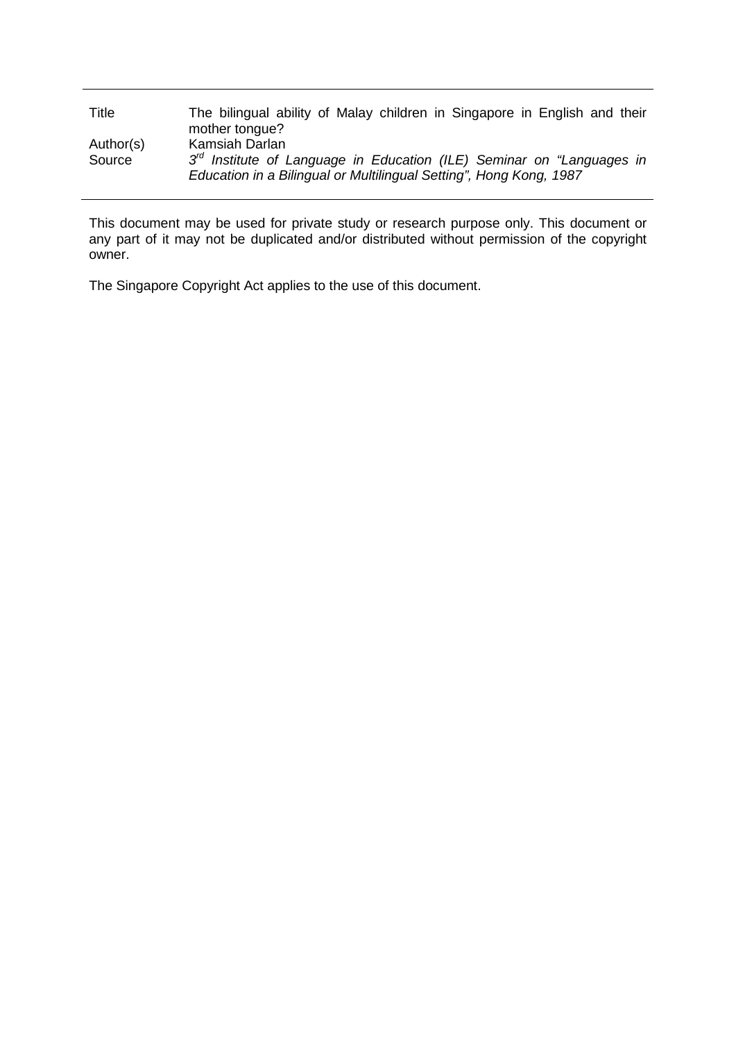| | |
|---|---|
| Title | The bilingual ability of Malay children in Singapore in English and their mother tongue? |
| Author(s) | Kamsiah Darlan |
| Source | *3rd Institute of Language in Education (ILE) Seminar on "Languages in Education in a Bilingual or Multilingual Setting", Hong Kong, 1987* |

This document may be used for private study or research purpose only. This document or any part of it may not be duplicated and/or distributed without permission of the copyright owner.

The Singapore Copyright Act applies to the use of this document.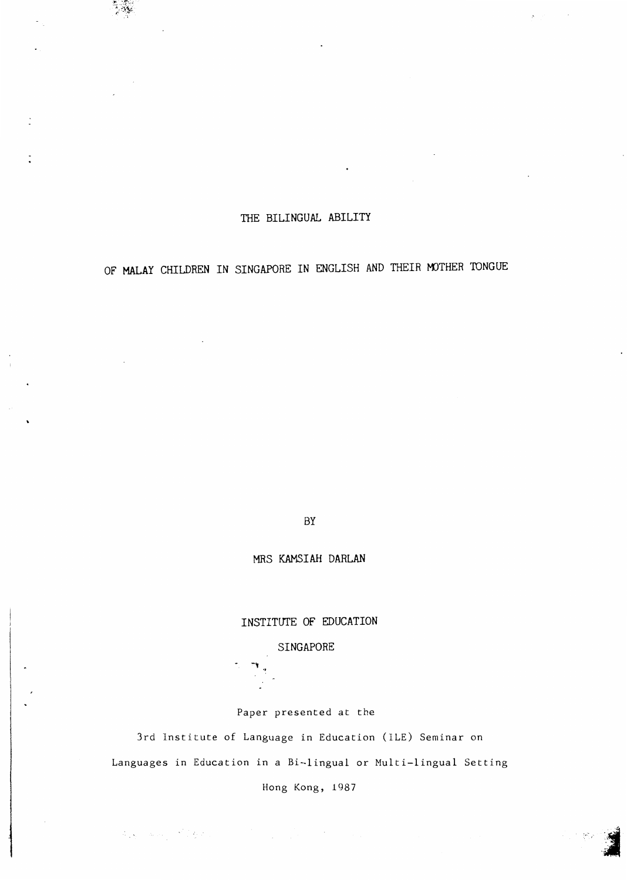# THE BILINGUAL ABILITY

# OF MALAY CHILDREN IN SINGAPORE IN ENGLISH AND THEIR MOTHER TONGUE

BY

MRS KAMSIAH DARLAN

INSTITUTE OF EDUCATION

SINGAPORE

Paper presented at the

3rd Institute of Language in Education (ILE) Seminar on

Languages in Education in a Bi-lingual or Multi-lingual Setting

Hong Kong, 1987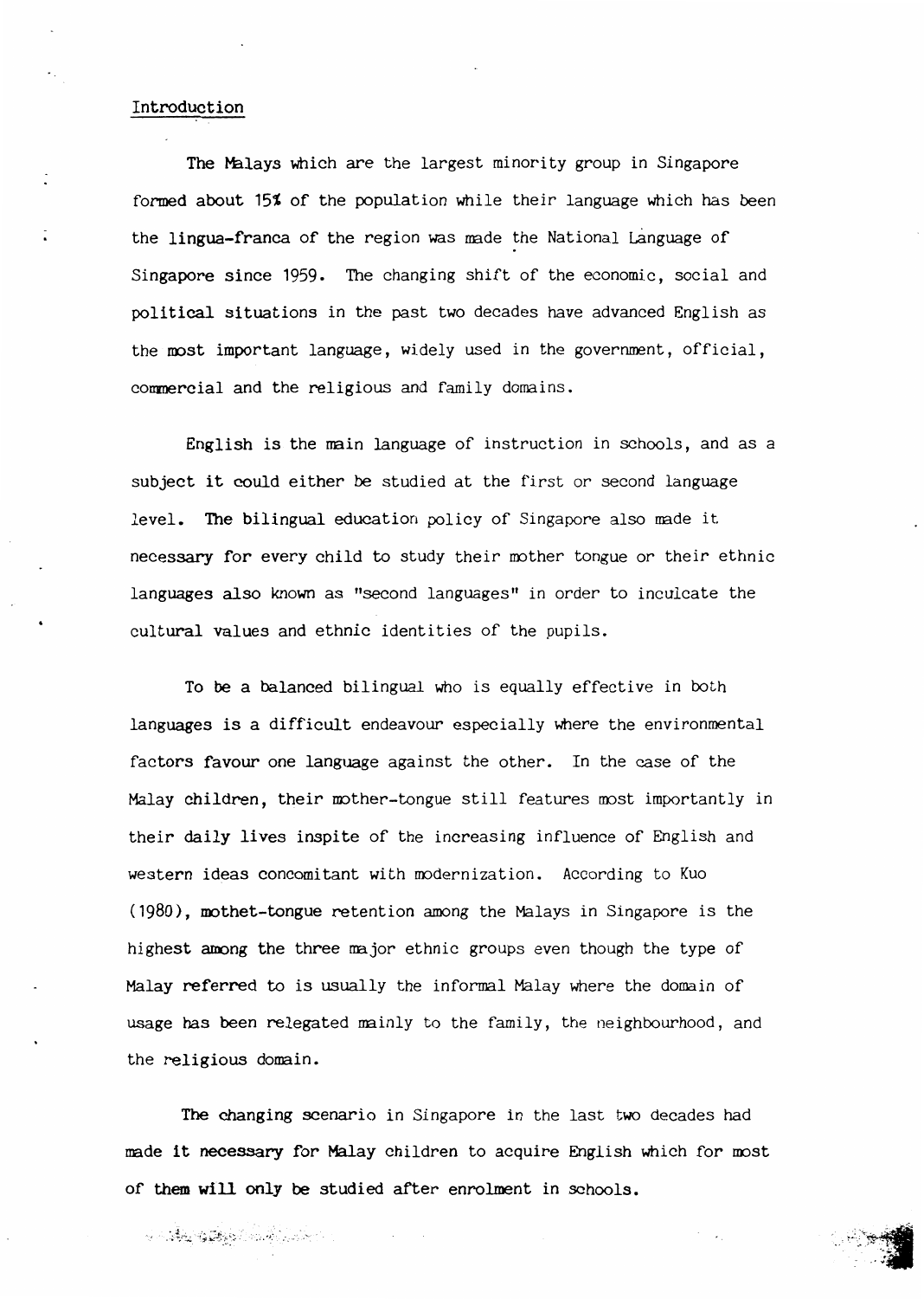## Introduction

The Malays which are the largest minority group in Singapore formed about 15% of the population while their language which has been the lingua-franca of the region was made the National Language of Singapore since 1959. The changing shift of the economic, social and political situations in the past two decades have advanced English as the most important language, widely used in the government, official, commercial and the religious and family domains.

English is the main language of instruction in schools, and as a subject it could either be studied at the first or second language level. The bilingual education policy of Singapore also made it necessary for every child to study their mother tongue or their ethnic languages also known as "second languages" in order to inculcate the cultural values and ethnic identities of the pupils.

To be a balanced bilingual who is equally effective in both languages is a difficult endeavour especially where the environmental factors favour one language against the other. In the case of the Malay children, their mother-tongue still features most importantly in their daily lives inspite of the increasing influence of English and western ideas concomitant with modernization. According to Kuo (1980), mothet-tongue retention among the Malays in Singapore is the highest among the three major ethnic groups even though the type of Malay referred to is usually the informal Malay where the domain of usage has been relegated mainly to the family, the neighbourhood, and the religious domain.

The changing scenario in Singapore in the last two decades had made it necessary for Malay children to acquire English which for most of them will only be studied after enrolment in schools.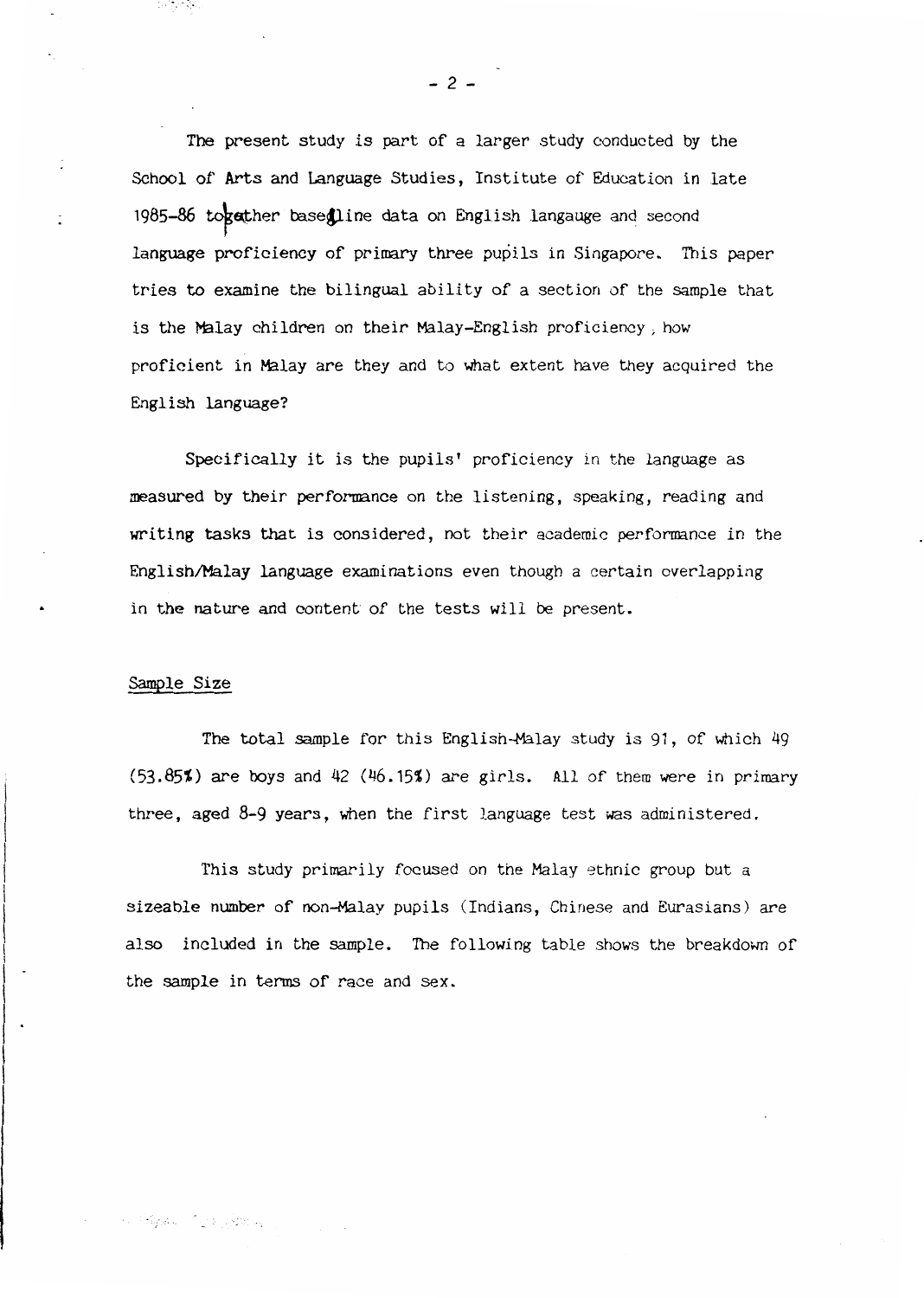The present study is part of a larger study conducted by the School of Arts and Language Studies, Institute of Education in late 1985-86 to gather baseline data on English langauge and second language proficiency of primary three pupils in Singapore. This paper tries to examine the bilingual ability of a section of the sample that is the Malay children on their Malay-English proficiency, how proficient in Malay are they and to what extent have they acquired the English language?

Specifically it is the pupils' proficiency in the language as measured by their performance on the listening, speaking, reading and writing tasks that is considered, not their academic performance in the English/Malay language examinations even though a certain overlapping in the nature and content of the tests will be present.

## Sample Size

The total sample for this English-Malay study is 91, of which 49 (53.85%) are boys and 42 (46.15%) are girls. All of them were in primary three, aged 8-9 years, when the first language test was administered.

This study primarily focused on the Malay ethnic group but a sizeable number of non-Malay pupils (Indians, Chinese and Eurasians) are also included in the sample. The following table shows the breakdown of the sample in terms of race and sex.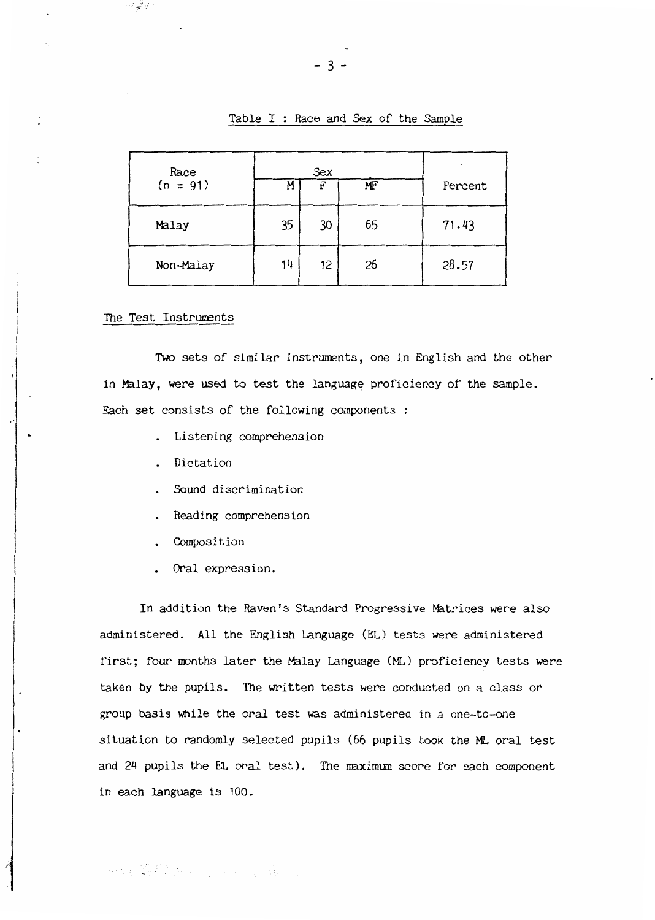Table I : Race and Sex of the Sample

| Race (n = 91) | Sex | | | Percent |
|---|---|---|---|---|
| | M | F | MF | |
| Malay | 35 | 30 | 65 | 71.43 |
| Non-Malay | 14 | 12 | 26 | 28.57 |

## The Test Instruments

Two sets of similar instruments, one in English and the other in Malay, were used to test the language proficiency of the sample. Each set consists of the following components :

- Listening comprehension
- Dictation
- Sound discrimination
- Reading comprehension
- Composition
- Oral expression.

In addition the Raven's Standard Progressive Matrices were also administered. All the English Language (EL) tests were administered first; four months later the Malay Language (ML) proficiency tests were taken by the pupils. The written tests were conducted on a class or group basis while the oral test was administered in a one-to-one situation to randomly selected pupils (66 pupils took the ML oral test and 24 pupils the EL oral test). The maximum score for each component in each language is 100.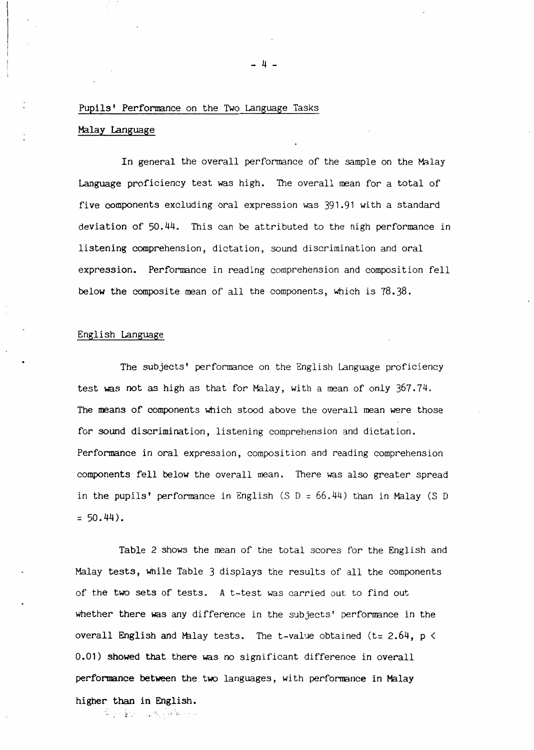## Pupils' Performance on the Two Language Tasks

### Malay Language

In general the overall performance of the sample on the Malay Language proficiency test was high. The overall mean for a total of five components excluding oral expression was 391.91 with a standard deviation of 50.44. This can be attributed to the high performance in listening comprehension, dictation, sound discrimination and oral expression. Performance in reading comprehension and composition fell below the composite mean of all the components, which is 78.38.

### English Language

The subjects' performance on the English Language proficiency test was not as high as that for Malay, with a mean of only 367.74. The means of components which stood above the overall mean were those for sound discrimination, listening comprehension and dictation. Performance in oral expression, composition and reading comprehension components fell below the overall mean. There was also greater spread in the pupils' performance in English (S D = 66.44) than in Malay (S D = 50.44).

Table 2 shows the mean of the total scores for the English and Malay tests, while Table 3 displays the results of all the components of the two sets of tests. A t-test was carried out to find out whether there was any difference in the subjects' performance in the overall English and Malay tests. The t-value obtained ($t = 2.64$, $p < 0.01$) showed that there was no significant difference in overall performance between the two languages, with performance in Malay higher than in English.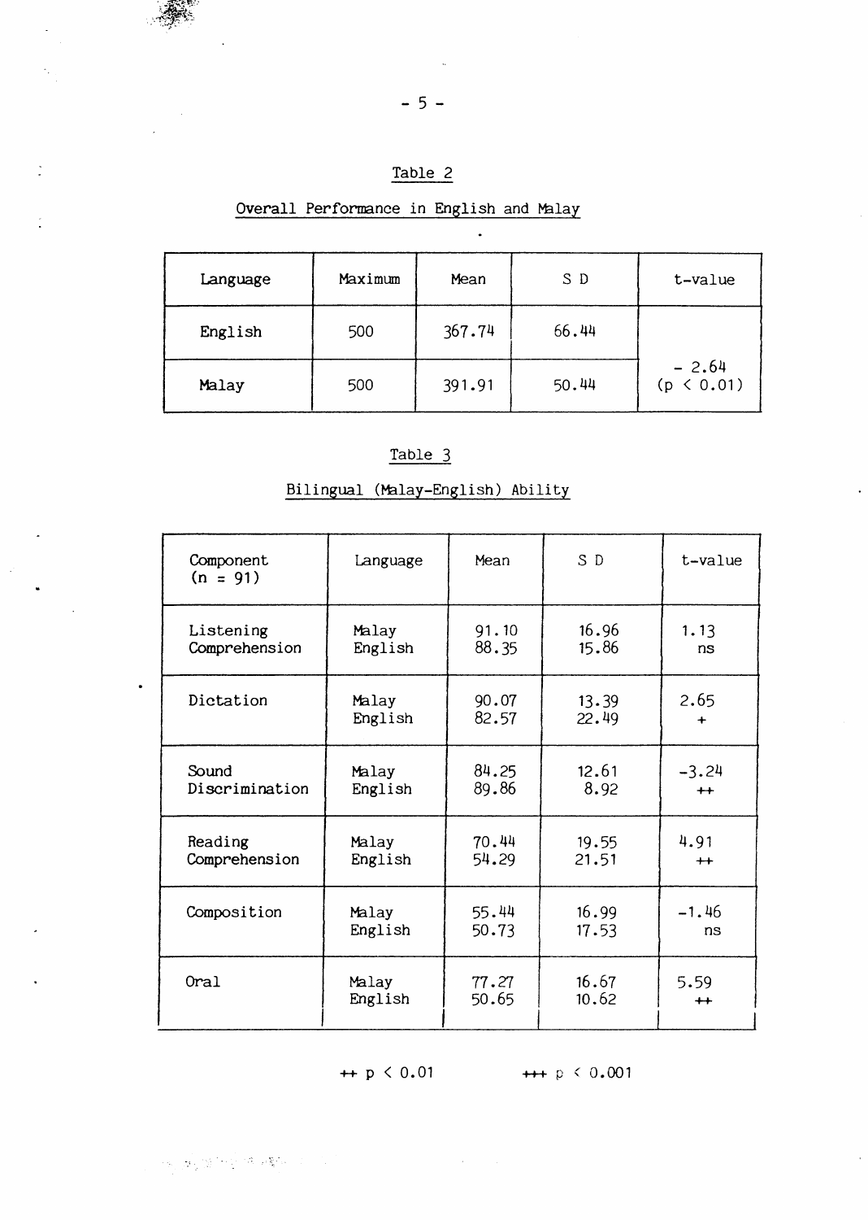Table 2

Overall Performance in English and Malay

| Language | Maximum | Mean | S D | t-value |
|---|---|---|---|---|
| English | 500 | 367.74 | 66.44 | |
| Malay | 500 | 391.91 | 50.44 | − 2.64 ($p < 0.01$) |

Table 3

Bilingual (Malay-English) Ability

| Component (n = 91) | Language | Mean | S D | t-value |
|---|---|---|---|---|
| Listening Comprehension | Malay<br>English | 91.10<br>88.35 | 16.96<br>15.86 | 1.13<br>ns |
| Dictation | Malay<br>English | 90.07<br>82.57 | 13.39<br>22.49 | 2.65<br>+ |
| Sound Discrimination | Malay<br>English | 84.25<br>89.86 | 12.61<br>8.92 | −3.24<br>++ |
| Reading Comprehension | Malay<br>English | 70.44<br>54.29 | 19.55<br>21.51 | 4.91<br>++ |
| Composition | Malay<br>English | 55.44<br>50.73 | 16.99<br>17.53 | −1.46<br>ns |
| Oral | Malay<br>English | 77.27<br>50.65 | 16.67<br>10.62 | 5.59<br>++ |

++ $p < 0.01$ +++ $p < 0.001$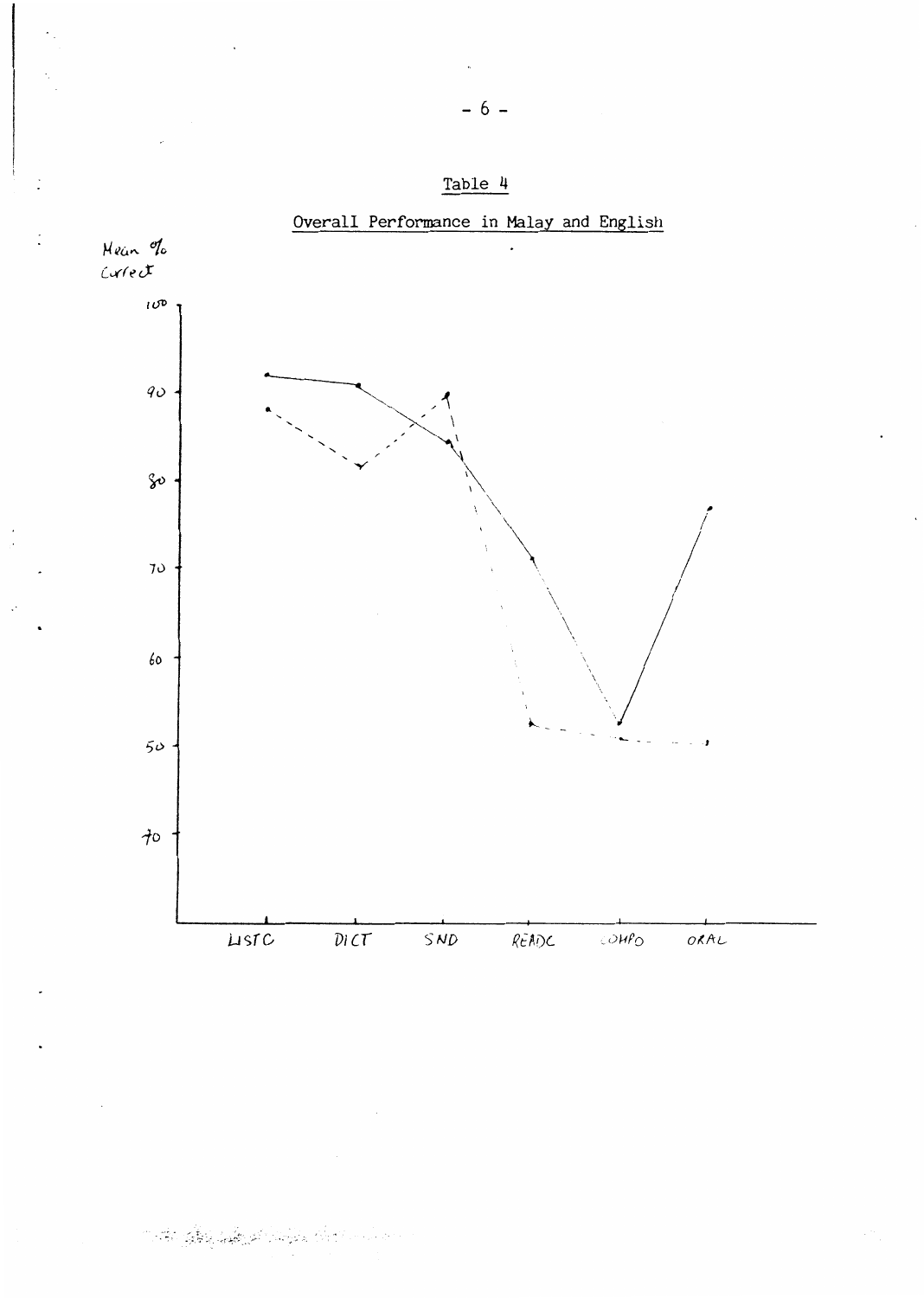## Table 4

### Overall Performance in Malay and English

Mean % Correct

100

90

80

70

60

50

40

LISTC DICT SND READC COMPO ORAL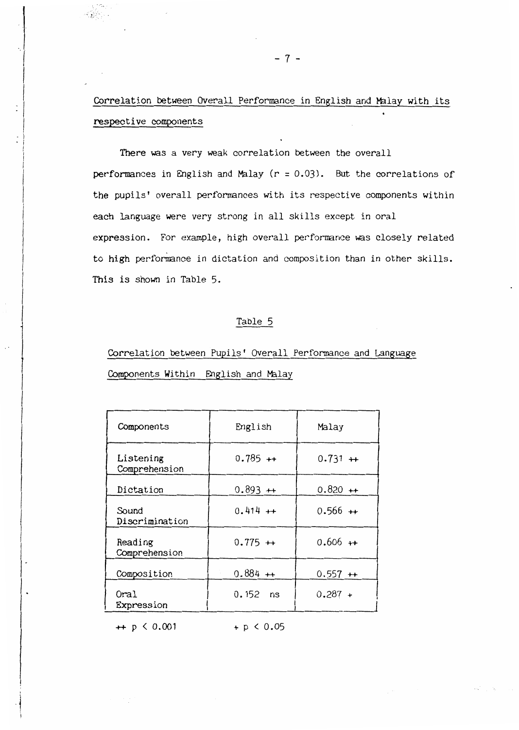## Correlation between Overall Performance in English and Malay with its respective components

There was a very weak correlation between the overall performances in English and Malay ($r = 0.03$). But the correlations of the pupils' overall performances with its respective components within each language were very strong in all skills except in oral expression. For example, high overall performance was closely related to high performance in dictation and composition than in other skills. This is shown in Table 5.

Table 5

Correlation between Pupils' Overall Performance and Language Components Within English and Malay

| Components | English | Malay |
|---|---|---|
| Listening Comprehension | 0.785 ++ | 0.731 ++ |
| Dictation | 0.893 ++ | 0.820 ++ |
| Sound Discrimination | 0.414 ++ | 0.566 ++ |
| Reading Comprehension | 0.775 ++ | 0.606 ++ |
| Composition | 0.884 ++ | 0.557 ++ |
| Oral Expression | 0.152 ns | 0.287 + |

++ $p < 0.001$ &nbsp;&nbsp;&nbsp;&nbsp; + $p < 0.05$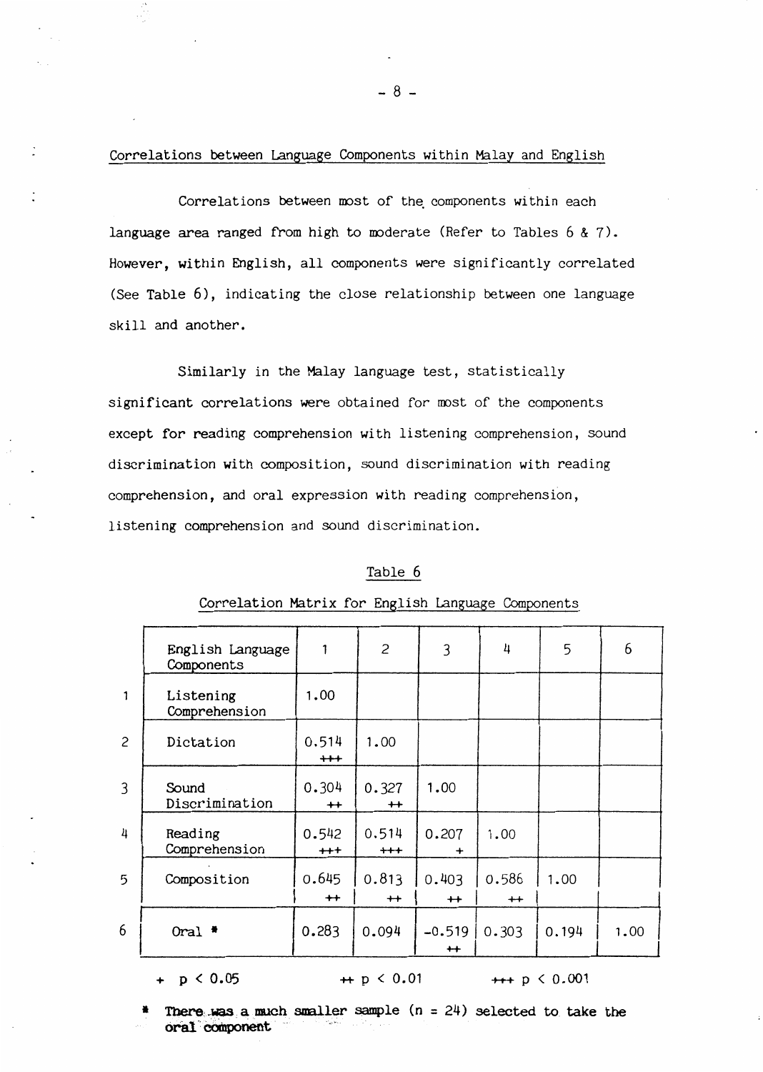Correlations between Language Components within Malay and English

Correlations between most of the components within each language area ranged from high to moderate (Refer to Tables 6 & 7). However, within English, all components were significantly correlated (See Table 6), indicating the close relationship between one language skill and another.

Similarly in the Malay language test, statistically significant correlations were obtained for most of the components except for reading comprehension with listening comprehension, sound discrimination with composition, sound discrimination with reading comprehension, and oral expression with reading comprehension, listening comprehension and sound discrimination.

Table 6

Correlation Matrix for English Language Components

| | English Language Components | 1 | 2 | 3 | 4 | 5 | 6 |
|---|---|---|---|---|---|---|---|
| 1 | Listening Comprehension | 1.00 | | | | | |
| 2 | Dictation | 0.514 +++ | 1.00 | | | | |
| 3 | Sound Discrimination | 0.304 ++ | 0.327 ++ | 1.00 | | | |
| 4 | Reading Comprehension | 0.542 +++ | 0.514 +++ | 0.207 + | 1.00 | | |
| 5 | Composition | 0.645 ++ | 0.813 ++ | 0.403 ++ | 0.586 ++ | 1.00 | |
| 6 | Oral * | 0.283 | 0.094 | −0.519 ++ | 0.303 | 0.194 | 1.00 |

+ $p < 0.05$ ++ $p < 0.01$ +++ $p < 0.001$

\* **There was a much smaller sample (n = 24) selected to take the oral component**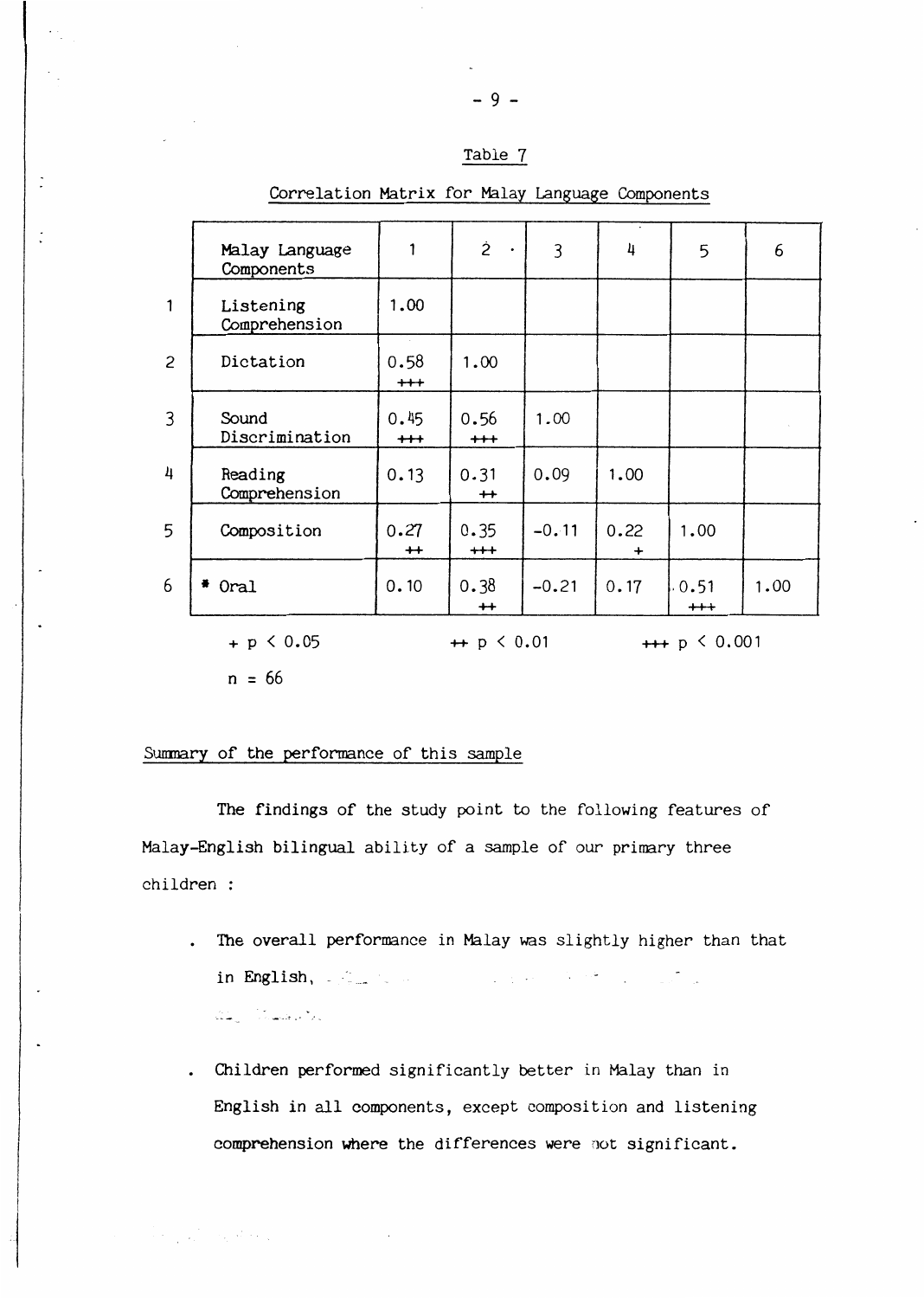Table 7

Correlation Matrix for Malay Language Components

| | Malay Language Components | 1 | 2 | 3 | 4 | 5 | 6 |
|---|---|---|---|---|---|---|---|
| 1 | Listening Comprehension | 1.00 | | | | | |
| 2 | Dictation | 0.58 +++ | 1.00 | | | | |
| 3 | Sound Discrimination | 0.45 +++ | 0.56 +++ | 1.00 | | | |
| 4 | Reading Comprehension | 0.13 | 0.31 ++ | 0.09 | 1.00 | | |
| 5 | Composition | 0.27 ++ | 0.35 +++ | -0.11 | 0.22 + | 1.00 | |
| 6 | * Oral | 0.10 | 0.38 ++ | -0.21 | 0.17 | 0.51 +++ | 1.00 |

+ $p < 0.05$ ++ $p < 0.01$ +++ $p < 0.001$

n = 66

Summary of the performance of this sample

The findings of the study point to the following features of Malay-English bilingual ability of a sample of our primary three children :

- The overall performance in Malay was slightly higher than that in English,
- Children performed significantly better in Malay than in English in all components, except composition and listening comprehension where the differences were not significant.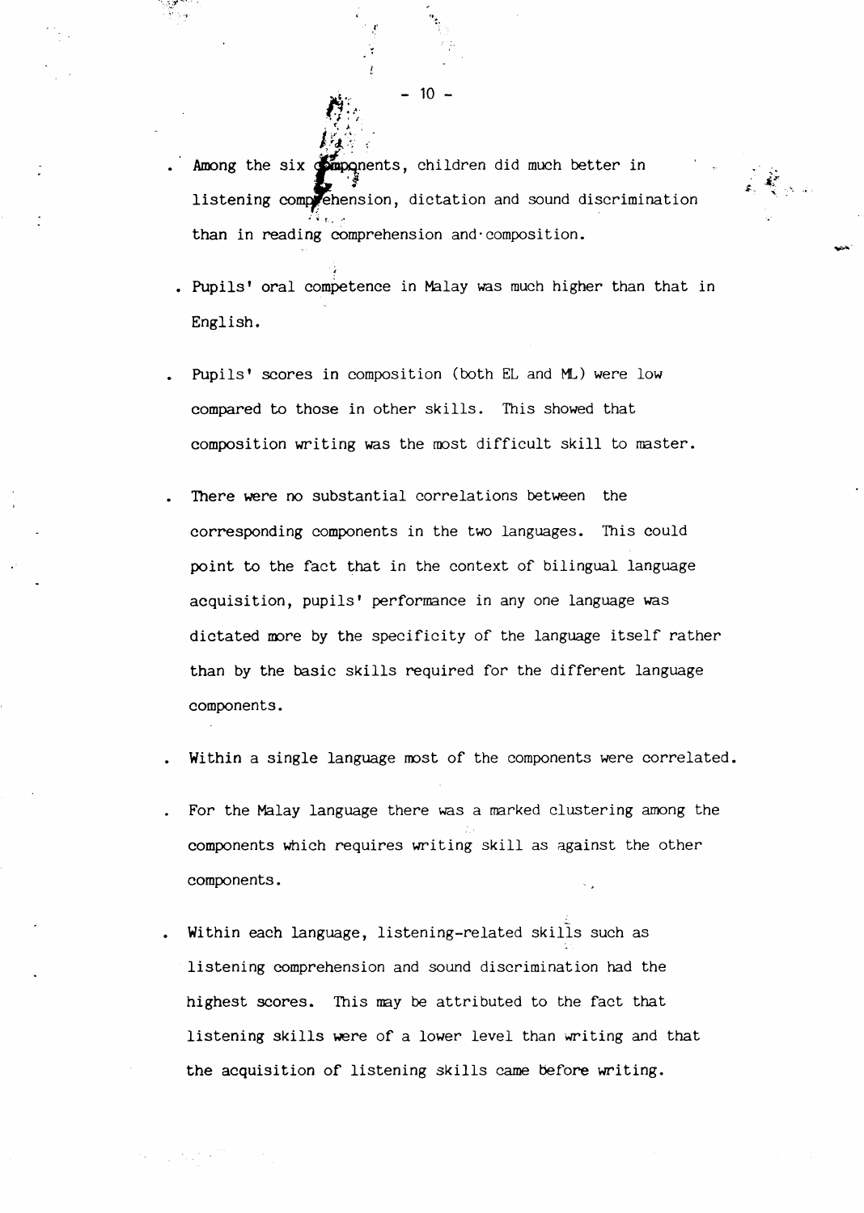- Among the six components, children did much better in listening comprehension, dictation and sound discrimination than in reading comprehension and composition.

- Pupils' oral competence in Malay was much higher than that in English.

- Pupils' scores in composition (both EL and ML) were low compared to those in other skills. This showed that composition writing was the most difficult skill to master.

- There were no substantial correlations between the corresponding components in the two languages. This could point to the fact that in the context of bilingual language acquisition, pupils' performance in any one language was dictated more by the specificity of the language itself rather than by the basic skills required for the different language components.

- Within a single language most of the components were correlated.

- For the Malay language there was a marked clustering among the components which requires writing skill as against the other components.

- Within each language, listening-related skills such as listening comprehension and sound discrimination had the highest scores. This may be attributed to the fact that listening skills were of a lower level than writing and that the acquisition of listening skills came before writing.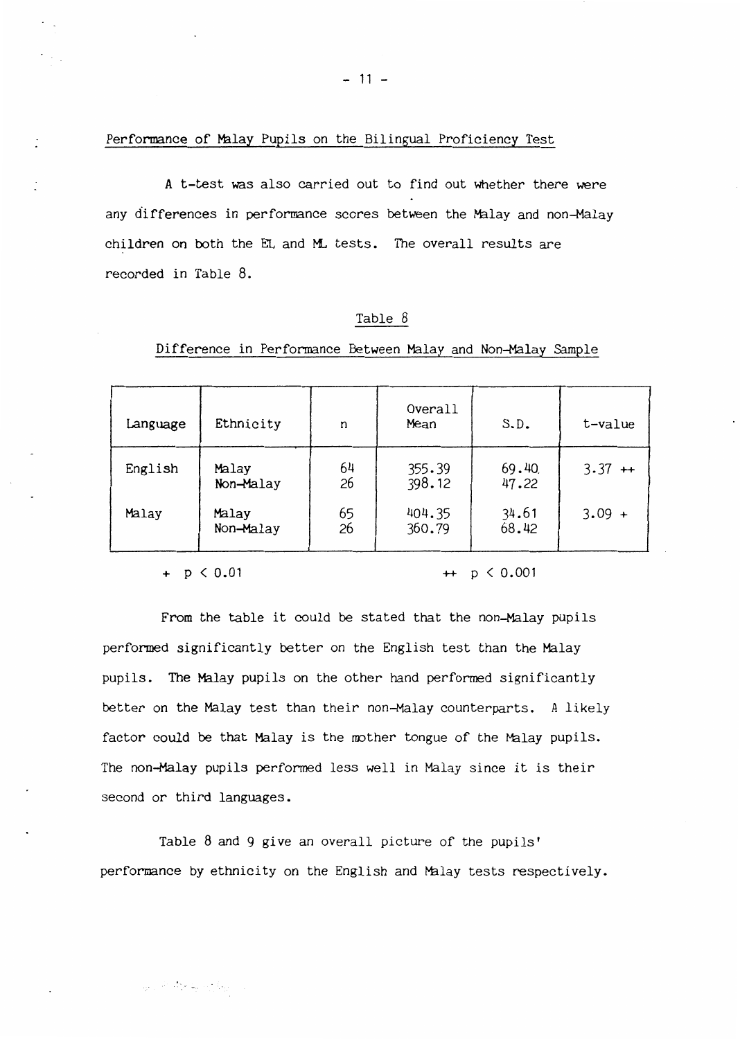## Performance of Malay Pupils on the Bilingual Proficiency Test

A t-test was also carried out to find out whether there were any differences in performance scores between the Malay and non-Malay children on both the EL and ML tests. The overall results are recorded in Table 8.

Table 8

Difference in Performance Between Malay and Non-Malay Sample

| Language | Ethnicity | n | Overall Mean | S.D. | t-value |
|---|---|---|---|---|---|
| English | Malay | 64 | 355.39 | 69.40 | 3.37 ++ |
| | Non-Malay | 26 | 398.12 | 47.22 | |
| Malay | Malay | 65 | 404.35 | 34.61 | 3.09 + |
| | Non-Malay | 26 | 360.79 | 68.42 | |

+ $p < 0.01$ ++ $p < 0.001$

From the table it could be stated that the non-Malay pupils performed significantly better on the English test than the Malay pupils. The Malay pupils on the other hand performed significantly better on the Malay test than their non-Malay counterparts. A likely factor could be that Malay is the mother tongue of the Malay pupils. The non-Malay pupils performed less well in Malay since it is their second or third languages.

Table 8 and 9 give an overall picture of the pupils' performance by ethnicity on the English and Malay tests respectively.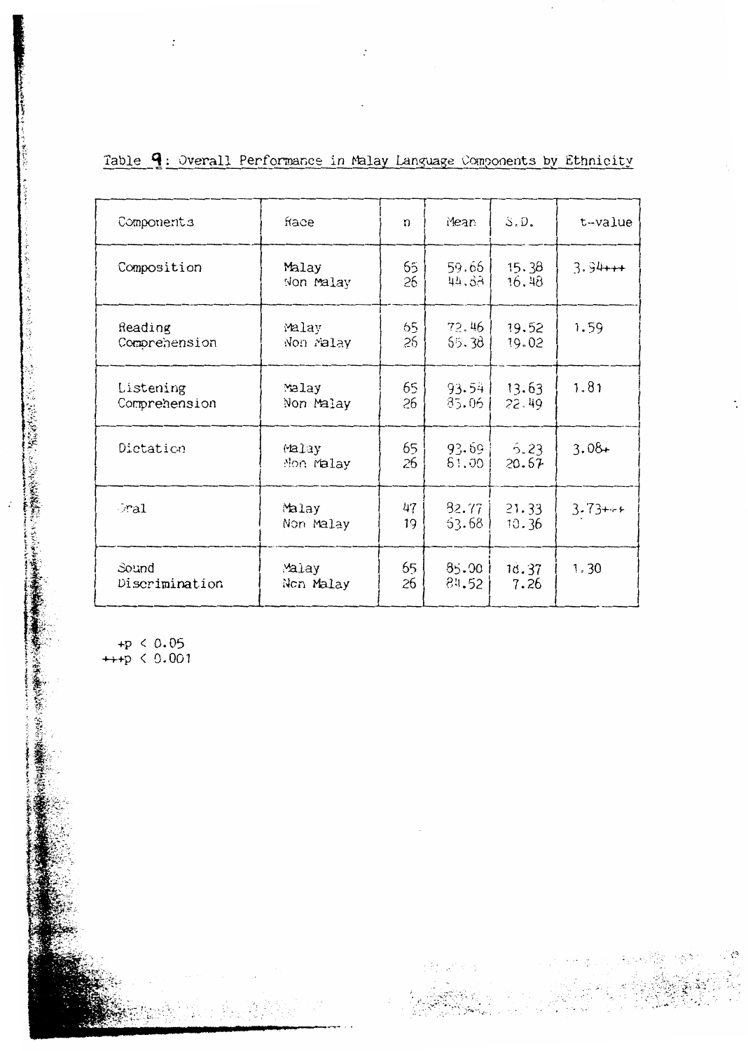Table 9: Overall Performance in Malay Language Components by Ethnicity

| Components | Race | n | Mean | S.D. | t-value |
|---|---|---|---|---|---|
| Composition | Malay<br>Non Malay | 65<br>26 | 59.66<br>44.88 | 15.38<br>16.48 | 3.94+++ |
| Reading Comprehension | Malay<br>Non Malay | 65<br>26 | 72.46<br>65.38 | 19.52<br>19.02 | 1.59 |
| Listening Comprehension | Malay<br>Non Malay | 65<br>26 | 93.54<br>85.06 | 13.63<br>22.49 | 1.81 |
| Dictation | Malay<br>Non Malay | 65<br>26 | 93.69<br>81.00 | 6.23<br>20.67 | 3.08+ |
| Oral | Malay<br>Non Malay | 47<br>19 | 82.77<br>63.68 | 21.33<br>10.36 | 3.73+++ |
| Sound Discrimination | Malay<br>Non Malay | 65<br>26 | 85.00<br>84.52 | 18.37<br>7.26 | 1.30 |

+$p < 0.05$
+++$p < 0.001$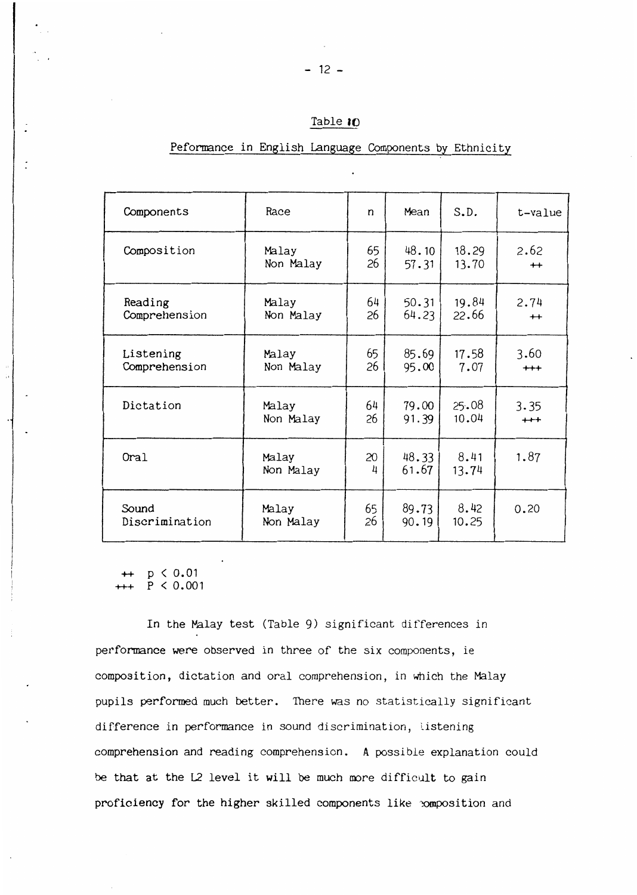Table 10

Peformance in English Language Components by Ethnicity

| Components | Race | n | Mean | S.D. | t-value |
|---|---|---|---|---|---|
| Composition | Malay<br>Non Malay | 65<br>26 | 48.10<br>57.31 | 18.29<br>13.70 | 2.62<br>++ |
| Reading Comprehension | Malay<br>Non Malay | 64<br>26 | 50.31<br>64.23 | 19.84<br>22.66 | 2.74<br>++ |
| Listening Comprehension | Malay<br>Non Malay | 65<br>26 | 85.69<br>95.00 | 17.58<br>7.07 | 3.60<br>+++ |
| Dictation | Malay<br>Non Malay | 64<br>26 | 79.00<br>91.39 | 25.08<br>10.04 | 3.35<br>+++ |
| Oral | Malay<br>Non Malay | 20<br>4 | 48.33<br>61.67 | 8.41<br>13.74 | 1.87 |
| Sound Discrimination | Malay<br>Non Malay | 65<br>26 | 89.73<br>90.19 | 8.42<br>10.25 | 0.20 |

++ $p < 0.01$
+++ $P < 0.001$

In the Malay test (Table 9) significant differences in performance were observed in three of the six components, ie composition, dictation and oral comprehension, in which the Malay pupils performed much better. There was no statistically significant difference in performance in sound discrimination, listening comprehension and reading comprehension. A possible explanation could be that at the L2 level it will be much more difficult to gain proficiency for the higher skilled components like composition and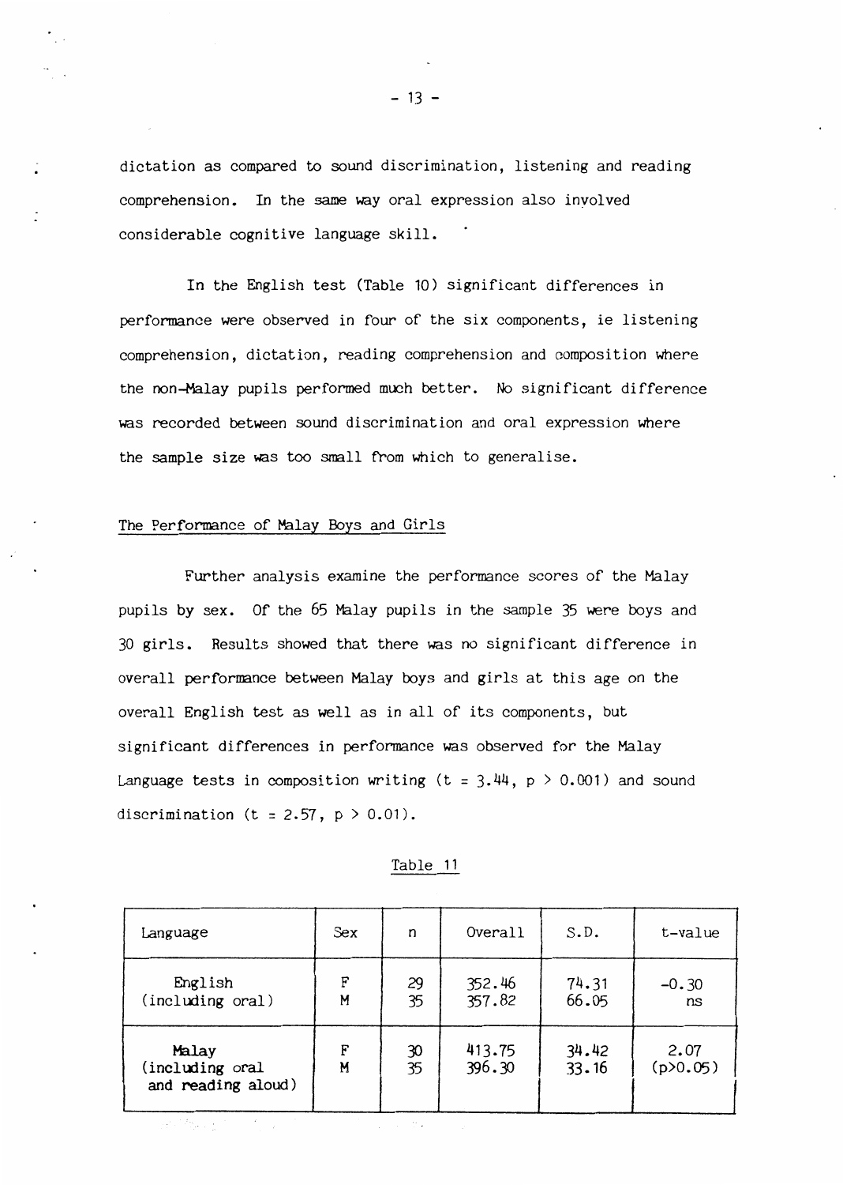dictation as compared to sound discrimination, listening and reading comprehension. In the same way oral expression also involved considerable cognitive language skill.

In the English test (Table 10) significant differences in performance were observed in four of the six components, ie listening comprehension, dictation, reading comprehension and composition where the non-Malay pupils performed much better. No significant difference was recorded between sound discrimination and oral expression where the sample size was too small from which to generalise.

## The Performance of Malay Boys and Girls

Further analysis examine the performance scores of the Malay pupils by sex. Of the 65 Malay pupils in the sample 35 were boys and 30 girls. Results showed that there was no significant difference in overall performance between Malay boys and girls at this age on the overall English test as well as in all of its components, but significant differences in performance was observed for the Malay Language tests in composition writing ($t = 3.44$, $p > 0.001$) and sound discrimination ($t = 2.57$, $p > 0.01$).

Table 11

| Language | Sex | n | Overall | S.D. | t-value |
|---|---|---|---|---|---|
| English (including oral) | F<br>M | 29<br>35 | 352.46<br>357.82 | 74.31<br>66.05 | -0.30<br>ns |
| Malay (including oral and reading aloud) | F<br>M | 30<br>35 | 413.75<br>396.30 | 34.42<br>33.16 | 2.07<br>($p>0.05$) |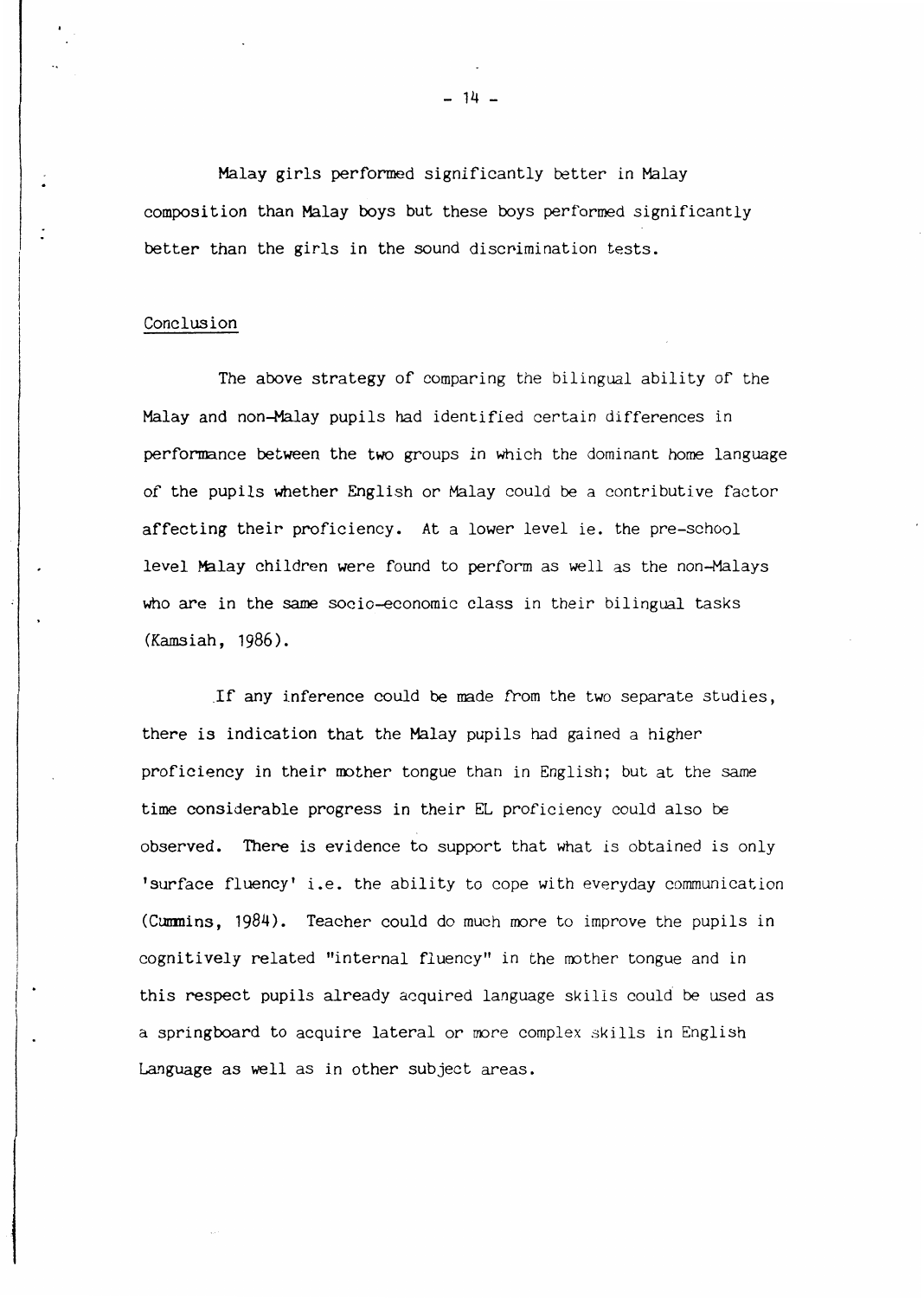Malay girls performed significantly better in Malay composition than Malay boys but these boys performed significantly better than the girls in the sound discrimination tests.

## Conclusion

The above strategy of comparing the bilingual ability of the Malay and non-Malay pupils had identified certain differences in performance between the two groups in which the dominant home language of the pupils whether English or Malay could be a contributive factor affecting their proficiency. At a lower level ie. the pre-school level Malay children were found to perform as well as the non-Malays who are in the same socio-economic class in their bilingual tasks (Kamsiah, 1986).

If any inference could be made from the two separate studies, there is indication that the Malay pupils had gained a higher proficiency in their mother tongue than in English; but at the same time considerable progress in their EL proficiency could also be observed. There is evidence to support that what is obtained is only 'surface fluency' i.e. the ability to cope with everyday communication (Cummins, 1984). Teacher could do much more to improve the pupils in cognitively related "internal fluency" in the mother tongue and in this respect pupils already acquired language skills could be used as a springboard to acquire lateral or more complex skills in English Language as well as in other subject areas.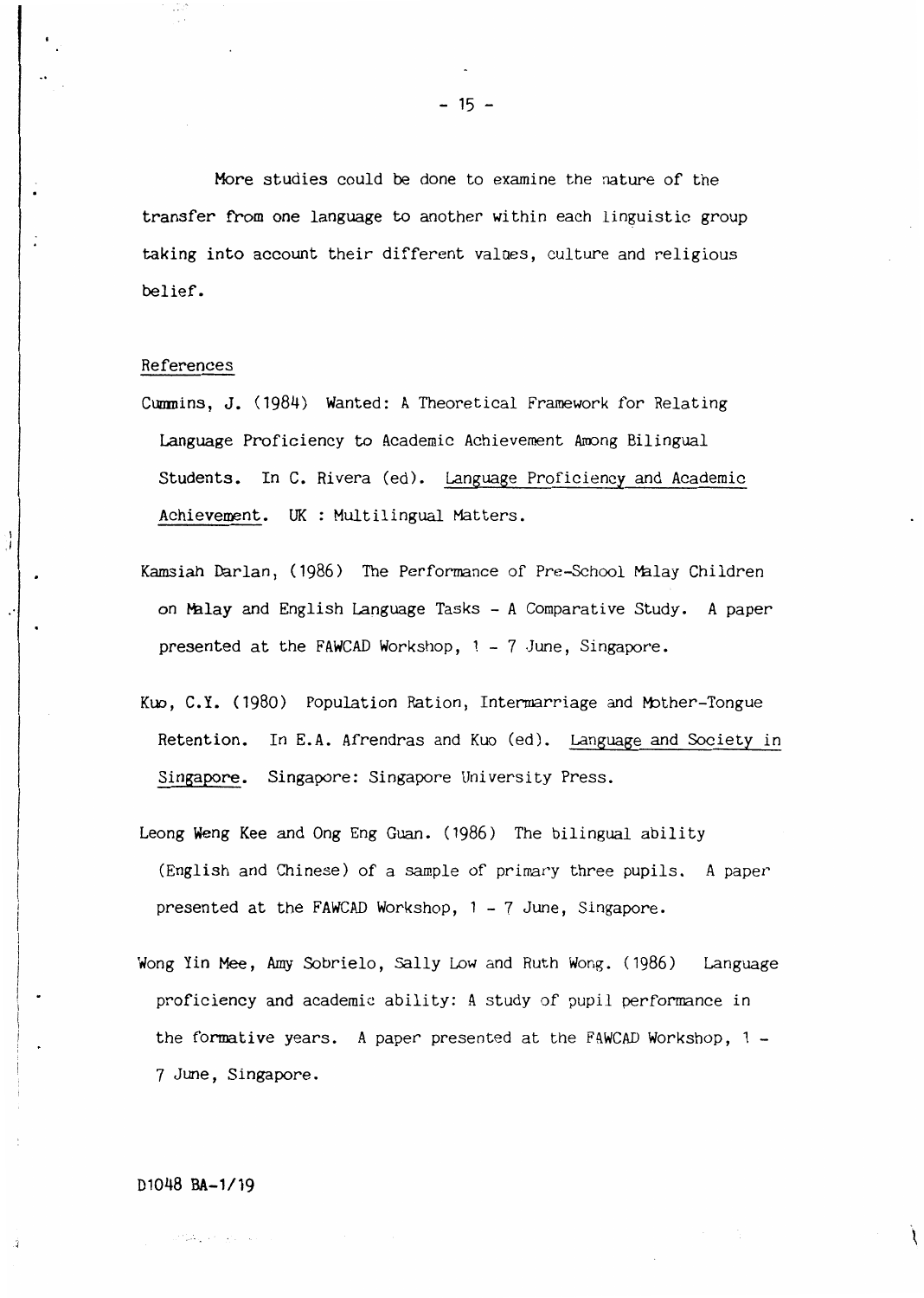More studies could be done to examine the nature of the transfer from one language to another within each linguistic group taking into account their different values, culture and religious belief.

References

Cummins, J. (1984) Wanted: A Theoretical Framework for Relating Language Proficiency to Academic Achievement Among Bilingual Students. In C. Rivera (ed). Language Proficiency and Academic Achievement. UK : Multilingual Matters.

Kamsiah Darlan, (1986) The Performance of Pre-School Malay Children on Malay and English Language Tasks - A Comparative Study. A paper presented at the FAWCAD Workshop, 1 - 7 June, Singapore.

Kuo, C.Y. (1980) Population Ration, Intermarriage and Mother-Tongue Retention. In E.A. Afrendras and Kuo (ed). Language and Society in Singapore. Singapore: Singapore University Press.

Leong Weng Kee and Ong Eng Guan. (1986) The bilingual ability (English and Chinese) of a sample of primary three pupils. A paper presented at the FAWCAD Workshop, 1 - 7 June, Singapore.

Wong Yin Mee, Amy Sobrielo, Sally Low and Ruth Wong. (1986) Language proficiency and academic ability: A study of pupil performance in the formative years. A paper presented at the FAWCAD Workshop, 1 - 7 June, Singapore.

D1048 BA-1/19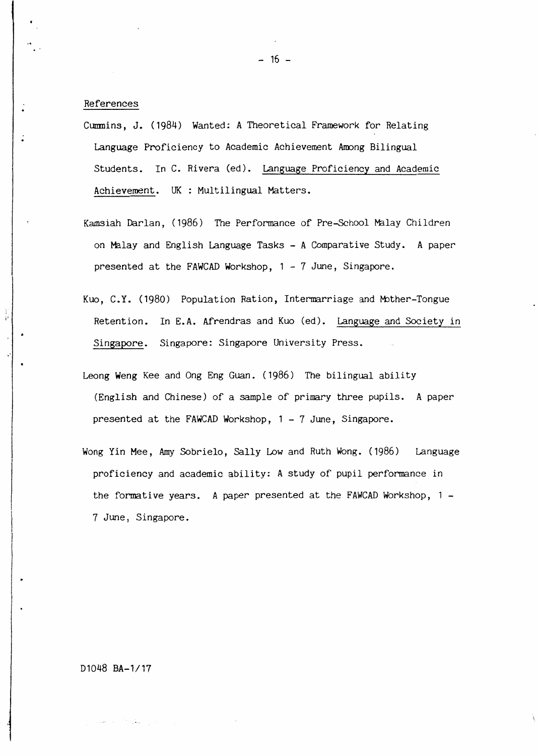References

Cummins, J. (1984) Wanted: A Theoretical Framework for Relating Language Proficiency to Academic Achievement Among Bilingual Students. In C. Rivera (ed). Language Proficiency and Academic Achievement. UK : Multilingual Matters.

Kamsiah Darlan, (1986) The Performance of Pre-School Malay Children on Malay and English Language Tasks - A Comparative Study. A paper presented at the FAWCAD Workshop, 1 - 7 June, Singapore.

Kuo, C.Y. (1980) Population Ration, Intermarriage and Mother-Tongue Retention. In E.A. Afrendras and Kuo (ed). Language and Society in Singapore. Singapore: Singapore University Press.

Leong Weng Kee and Ong Eng Guan. (1986) The bilingual ability (English and Chinese) of a sample of primary three pupils. A paper presented at the FAWCAD Workshop, 1 - 7 June, Singapore.

Wong Yin Mee, Amy Sobrielo, Sally Low and Ruth Wong. (1986) Language proficiency and academic ability: A study of pupil performance in the formative years. A paper presented at the FAWCAD Workshop, 1 - 7 June, Singapore.

D1048 BA-1/17